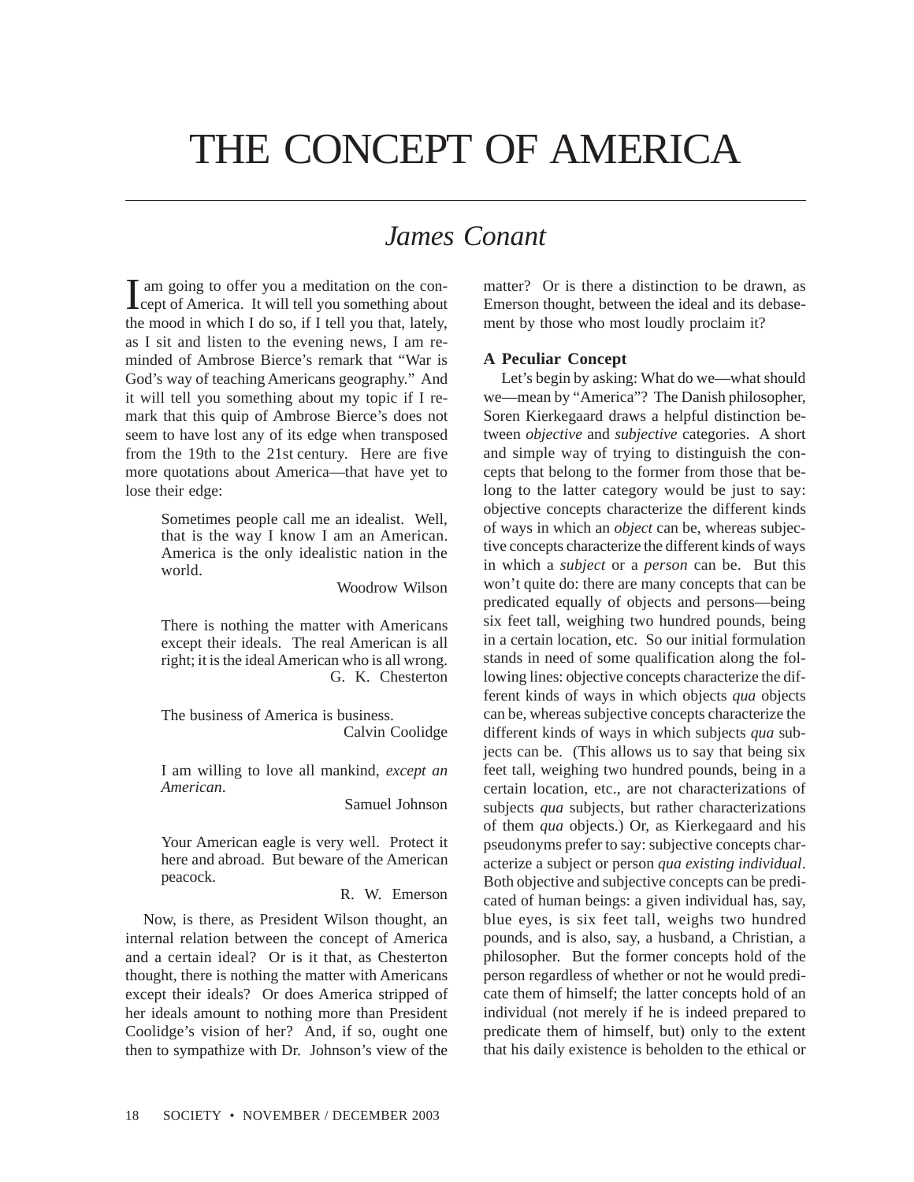# THE CONCEPT OF AMERICA

## *James Conant*

I am going to offer you a meditation on the concept of America. It will tell you something about the mood in which I do so, if I tell you that, lately, as I sit and listen to the evening news, I am reminded of Ambrose Bierce's remark that "War is God's way of teaching Americans geography." And it will tell you something about my topic if I remark that this quip of Ambrose Bierce's does not seem to have lost any of its edge when transposed from the 19th to the 21st century. Here are five more quotations about America—that have yet to lose their edge:

> Sometimes people call me an idealist. Well, that is the way I know I am an American. America is the only idealistic nation in the world.
>
> Woodrow Wilson

> There is nothing the matter with Americans except their ideals. The real American is all right; it is the ideal American who is all wrong.
>
> G. K. Chesterton

> The business of America is business.
>
> Calvin Coolidge

> I am willing to love all mankind, *except an American*.
>
> Samuel Johnson

> Your American eagle is very well. Protect it here and abroad. But beware of the American peacock.
>
> R. W. Emerson

Now, is there, as President Wilson thought, an internal relation between the concept of America and a certain ideal? Or is it that, as Chesterton thought, there is nothing the matter with Americans except their ideals? Or does America stripped of her ideals amount to nothing more than President Coolidge's vision of her? And, if so, ought one then to sympathize with Dr. Johnson's view of the matter? Or is there a distinction to be drawn, as Emerson thought, between the ideal and its debasement by those who most loudly proclaim it?

### A Peculiar Concept

Let's begin by asking: What do we—what should we—mean by "America"? The Danish philosopher, Soren Kierkegaard draws a helpful distinction between *objective* and *subjective* categories. A short and simple way of trying to distinguish the concepts that belong to the former from those that belong to the latter category would be just to say: objective concepts characterize the different kinds of ways in which an *object* can be, whereas subjective concepts characterize the different kinds of ways in which a *subject* or a *person* can be. But this won't quite do: there are many concepts that can be predicated equally of objects and persons—being six feet tall, weighing two hundred pounds, being in a certain location, etc. So our initial formulation stands in need of some qualification along the following lines: objective concepts characterize the different kinds of ways in which objects *qua* objects can be, whereas subjective concepts characterize the different kinds of ways in which subjects *qua* subjects can be. (This allows us to say that being six feet tall, weighing two hundred pounds, being in a certain location, etc., are not characterizations of subjects *qua* subjects, but rather characterizations of them *qua* objects.) Or, as Kierkegaard and his pseudonyms prefer to say: subjective concepts characterize a subject or person *qua existing individual*. Both objective and subjective concepts can be predicated of human beings: a given individual has, say, blue eyes, is six feet tall, weighs two hundred pounds, and is also, say, a husband, a Christian, a philosopher. But the former concepts hold of the person regardless of whether or not he would predicate them of himself; the latter concepts hold of an individual (not merely if he is indeed prepared to predicate them of himself, but) only to the extent that his daily existence is beholden to the ethical or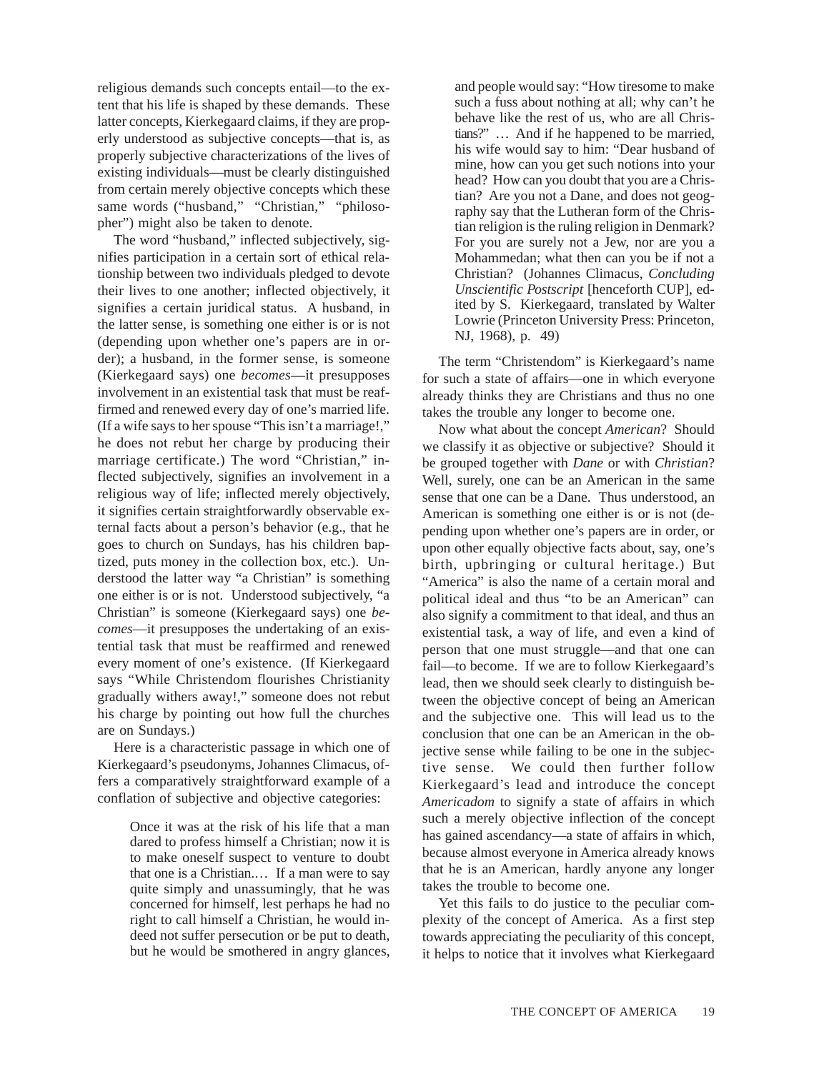religious demands such concepts entail—to the extent that his life is shaped by these demands. These latter concepts, Kierkegaard claims, if they are properly understood as subjective concepts—that is, as properly subjective characterizations of the lives of existing individuals—must be clearly distinguished from certain merely objective concepts which these same words ("husband," "Christian," "philosopher") might also be taken to denote.

The word "husband," inflected subjectively, signifies participation in a certain sort of ethical relationship between two individuals pledged to devote their lives to one another; inflected objectively, it signifies a certain juridical status. A husband, in the latter sense, is something one either is or is not (depending upon whether one's papers are in order); a husband, in the former sense, is someone (Kierkegaard says) one *becomes*—it presupposes involvement in an existential task that must be reaffirmed and renewed every day of one's married life. (If a wife says to her spouse "This isn't a marriage!," he does not rebut her charge by producing their marriage certificate.) The word "Christian," inflected subjectively, signifies an involvement in a religious way of life; inflected merely objectively, it signifies certain straightforwardly observable external facts about a person's behavior (e.g., that he goes to church on Sundays, has his children baptized, puts money in the collection box, etc.). Understood the latter way "a Christian" is something one either is or is not. Understood subjectively, "a Christian" is someone (Kierkegaard says) one *becomes*—it presupposes the undertaking of an existential task that must be reaffirmed and renewed every moment of one's existence. (If Kierkegaard says "While Christendom flourishes Christianity gradually withers away!," someone does not rebut his charge by pointing out how full the churches are on Sundays.)

Here is a characteristic passage in which one of Kierkegaard's pseudonyms, Johannes Climacus, offers a comparatively straightforward example of a conflation of subjective and objective categories:

> Once it was at the risk of his life that a man dared to profess himself a Christian; now it is to make oneself suspect to venture to doubt that one is a Christian.… If a man were to say quite simply and unassumingly, that he was concerned for himself, lest perhaps he had no right to call himself a Christian, he would indeed not suffer persecution or be put to death, but he would be smothered in angry glances, and people would say: "How tiresome to make such a fuss about nothing at all; why can't he behave like the rest of us, who are all Christians?" … And if he happened to be married, his wife would say to him: "Dear husband of mine, how can you get such notions into your head? How can you doubt that you are a Christian? Are you not a Dane, and does not geography say that the Lutheran form of the Christian religion is the ruling religion in Denmark? For you are surely not a Jew, nor are you a Mohammedan; what then can you be if not a Christian? (Johannes Climacus, *Concluding Unscientific Postscript* [henceforth CUP], edited by S. Kierkegaard, translated by Walter Lowrie (Princeton University Press: Princeton, NJ, 1968), p. 49)

The term "Christendom" is Kierkegaard's name for such a state of affairs—one in which everyone already thinks they are Christians and thus no one takes the trouble any longer to become one.

Now what about the concept *American*? Should we classify it as objective or subjective? Should it be grouped together with *Dane* or with *Christian*? Well, surely, one can be an American in the same sense that one can be a Dane. Thus understood, an American is something one either is or is not (depending upon whether one's papers are in order, or upon other equally objective facts about, say, one's birth, upbringing or cultural heritage.) But "America" is also the name of a certain moral and political ideal and thus "to be an American" can also signify a commitment to that ideal, and thus an existential task, a way of life, and even a kind of person that one must struggle—and that one can fail—to become. If we are to follow Kierkegaard's lead, then we should seek clearly to distinguish between the objective concept of being an American and the subjective one. This will lead us to the conclusion that one can be an American in the objective sense while failing to be one in the subjective sense. We could then further follow Kierkegaard's lead and introduce the concept *Americadom* to signify a state of affairs in which such a merely objective inflection of the concept has gained ascendancy—a state of affairs in which, because almost everyone in America already knows that he is an American, hardly anyone any longer takes the trouble to become one.

Yet this fails to do justice to the peculiar complexity of the concept of America. As a first step towards appreciating the peculiarity of this concept, it helps to notice that it involves what Kierkegaard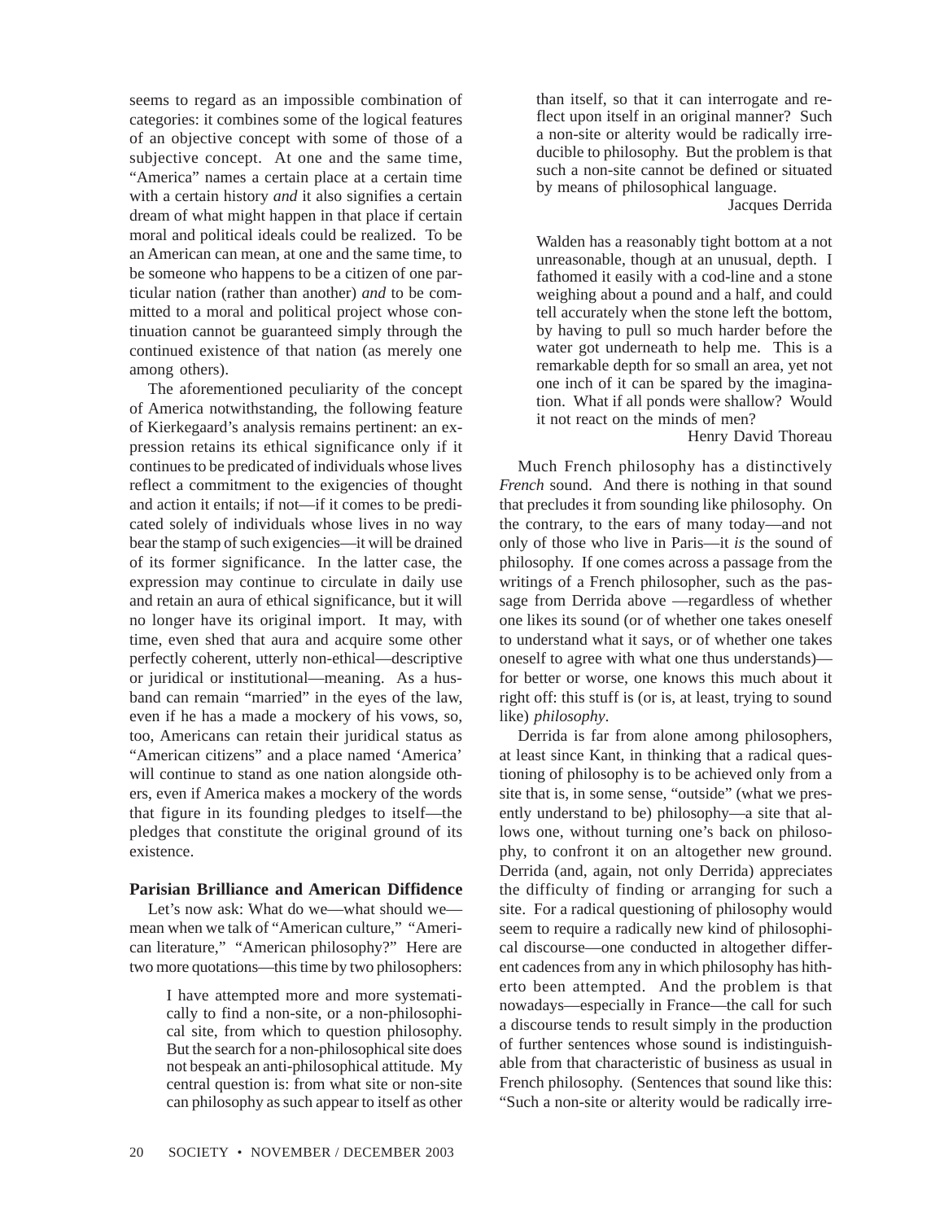seems to regard as an impossible combination of categories: it combines some of the logical features of an objective concept with some of those of a subjective concept. At one and the same time, "America" names a certain place at a certain time with a certain history *and* it also signifies a certain dream of what might happen in that place if certain moral and political ideals could be realized. To be an American can mean, at one and the same time, to be someone who happens to be a citizen of one particular nation (rather than another) *and* to be committed to a moral and political project whose continuation cannot be guaranteed simply through the continued existence of that nation (as merely one among others).

The aforementioned peculiarity of the concept of America notwithstanding, the following feature of Kierkegaard's analysis remains pertinent: an expression retains its ethical significance only if it continues to be predicated of individuals whose lives reflect a commitment to the exigencies of thought and action it entails; if not—if it comes to be predicated solely of individuals whose lives in no way bear the stamp of such exigencies—it will be drained of its former significance. In the latter case, the expression may continue to circulate in daily use and retain an aura of ethical significance, but it will no longer have its original import. It may, with time, even shed that aura and acquire some other perfectly coherent, utterly non-ethical—descriptive or juridical or institutional—meaning. As a husband can remain "married" in the eyes of the law, even if he has a made a mockery of his vows, so, too, Americans can retain their juridical status as "American citizens" and a place named 'America' will continue to stand as one nation alongside others, even if America makes a mockery of the words that figure in its founding pledges to itself—the pledges that constitute the original ground of its existence.

**Parisian Brilliance and American Diffidence**

Let's now ask: What do we—what should we—mean when we talk of "American culture," "American literature," "American philosophy?" Here are two more quotations—this time by two philosophers:

> I have attempted more and more systematically to find a non-site, or a non-philosophical site, from which to question philosophy. But the search for a non-philosophical site does not bespeak an anti-philosophical attitude. My central question is: from what site or non-site can philosophy as such appear to itself as other than itself, so that it can interrogate and reflect upon itself in an original manner? Such a non-site or alterity would be radically irreducible to philosophy. But the problem is that such a non-site cannot be defined or situated by means of philosophical language.
>
> Jacques Derrida

> Walden has a reasonably tight bottom at a not unreasonable, though at an unusual, depth. I fathomed it easily with a cod-line and a stone weighing about a pound and a half, and could tell accurately when the stone left the bottom, by having to pull so much harder before the water got underneath to help me. This is a remarkable depth for so small an area, yet not one inch of it can be spared by the imagination. What if all ponds were shallow? Would it not react on the minds of men?
>
> Henry David Thoreau

Much French philosophy has a distinctively *French* sound. And there is nothing in that sound that precludes it from sounding like philosophy. On the contrary, to the ears of many today—and not only of those who live in Paris—it *is* the sound of philosophy. If one comes across a passage from the writings of a French philosopher, such as the passage from Derrida above —regardless of whether one likes its sound (or of whether one takes oneself to understand what it says, or of whether one takes oneself to agree with what one thus understands)—for better or worse, one knows this much about it right off: this stuff is (or is, at least, trying to sound like) *philosophy*.

Derrida is far from alone among philosophers, at least since Kant, in thinking that a radical questioning of philosophy is to be achieved only from a site that is, in some sense, "outside" (what we presently understand to be) philosophy—a site that allows one, without turning one's back on philosophy, to confront it on an altogether new ground. Derrida (and, again, not only Derrida) appreciates the difficulty of finding or arranging for such a site. For a radical questioning of philosophy would seem to require a radically new kind of philosophical discourse—one conducted in altogether different cadences from any in which philosophy has hitherto been attempted. And the problem is that nowadays—especially in France—the call for such a discourse tends to result simply in the production of further sentences whose sound is indistinguishable from that characteristic of business as usual in French philosophy. (Sentences that sound like this: "Such a non-site or alterity would be radically irre-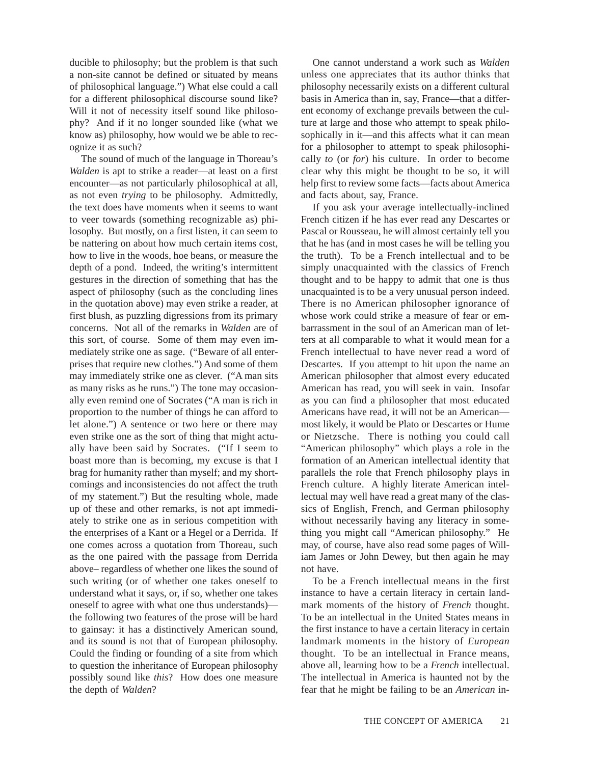ducible to philosophy; but the problem is that such a non-site cannot be defined or situated by means of philosophical language.") What else could a call for a different philosophical discourse sound like? Will it not of necessity itself sound like philosophy? And if it no longer sounded like (what we know as) philosophy, how would we be able to recognize it as such?

The sound of much of the language in Thoreau's *Walden* is apt to strike a reader—at least on a first encounter—as not particularly philosophical at all, as not even *trying* to be philosophy. Admittedly, the text does have moments when it seems to want to veer towards (something recognizable as) philosophy. But mostly, on a first listen, it can seem to be nattering on about how much certain items cost, how to live in the woods, hoe beans, or measure the depth of a pond. Indeed, the writing's intermittent gestures in the direction of something that has the aspect of philosophy (such as the concluding lines in the quotation above) may even strike a reader, at first blush, as puzzling digressions from its primary concerns. Not all of the remarks in *Walden* are of this sort, of course. Some of them may even immediately strike one as sage. ("Beware of all enterprises that require new clothes.") And some of them may immediately strike one as clever. ("A man sits as many risks as he runs.") The tone may occasionally even remind one of Socrates ("A man is rich in proportion to the number of things he can afford to let alone.") A sentence or two here or there may even strike one as the sort of thing that might actually have been said by Socrates. ("If I seem to boast more than is becoming, my excuse is that I brag for humanity rather than myself; and my shortcomings and inconsistencies do not affect the truth of my statement.") But the resulting whole, made up of these and other remarks, is not apt immediately to strike one as in serious competition with the enterprises of a Kant or a Hegel or a Derrida. If one comes across a quotation from Thoreau, such as the one paired with the passage from Derrida above– regardless of whether one likes the sound of such writing (or of whether one takes oneself to understand what it says, or, if so, whether one takes oneself to agree with what one thus understands)—the following two features of the prose will be hard to gainsay: it has a distinctively American sound, and its sound is not that of European philosophy. Could the finding or founding of a site from which to question the inheritance of European philosophy possibly sound like *this*? How does one measure the depth of *Walden*?

One cannot understand a work such as *Walden* unless one appreciates that its author thinks that philosophy necessarily exists on a different cultural basis in America than in, say, France—that a different economy of exchange prevails between the culture at large and those who attempt to speak philosophically in it—and this affects what it can mean for a philosopher to attempt to speak philosophically *to* (or *for*) his culture. In order to become clear why this might be thought to be so, it will help first to review some facts—facts about America and facts about, say, France.

If you ask your average intellectually-inclined French citizen if he has ever read any Descartes or Pascal or Rousseau, he will almost certainly tell you that he has (and in most cases he will be telling you the truth). To be a French intellectual and to be simply unacquainted with the classics of French thought and to be happy to admit that one is thus unacquainted is to be a very unusual person indeed. There is no American philosopher ignorance of whose work could strike a measure of fear or embarrassment in the soul of an American man of letters at all comparable to what it would mean for a French intellectual to have never read a word of Descartes. If you attempt to hit upon the name an American philosopher that almost every educated American has read, you will seek in vain. Insofar as you can find a philosopher that most educated Americans have read, it will not be an American—most likely, it would be Plato or Descartes or Hume or Nietzsche. There is nothing you could call "American philosophy" which plays a role in the formation of an American intellectual identity that parallels the role that French philosophy plays in French culture. A highly literate American intellectual may well have read a great many of the classics of English, French, and German philosophy without necessarily having any literacy in something you might call "American philosophy." He may, of course, have also read some pages of William James or John Dewey, but then again he may not have.

To be a French intellectual means in the first instance to have a certain literacy in certain landmark moments of the history of *French* thought. To be an intellectual in the United States means in the first instance to have a certain literacy in certain landmark moments in the history of *European* thought. To be an intellectual in France means, above all, learning how to be a *French* intellectual. The intellectual in America is haunted not by the fear that he might be failing to be an *American* in-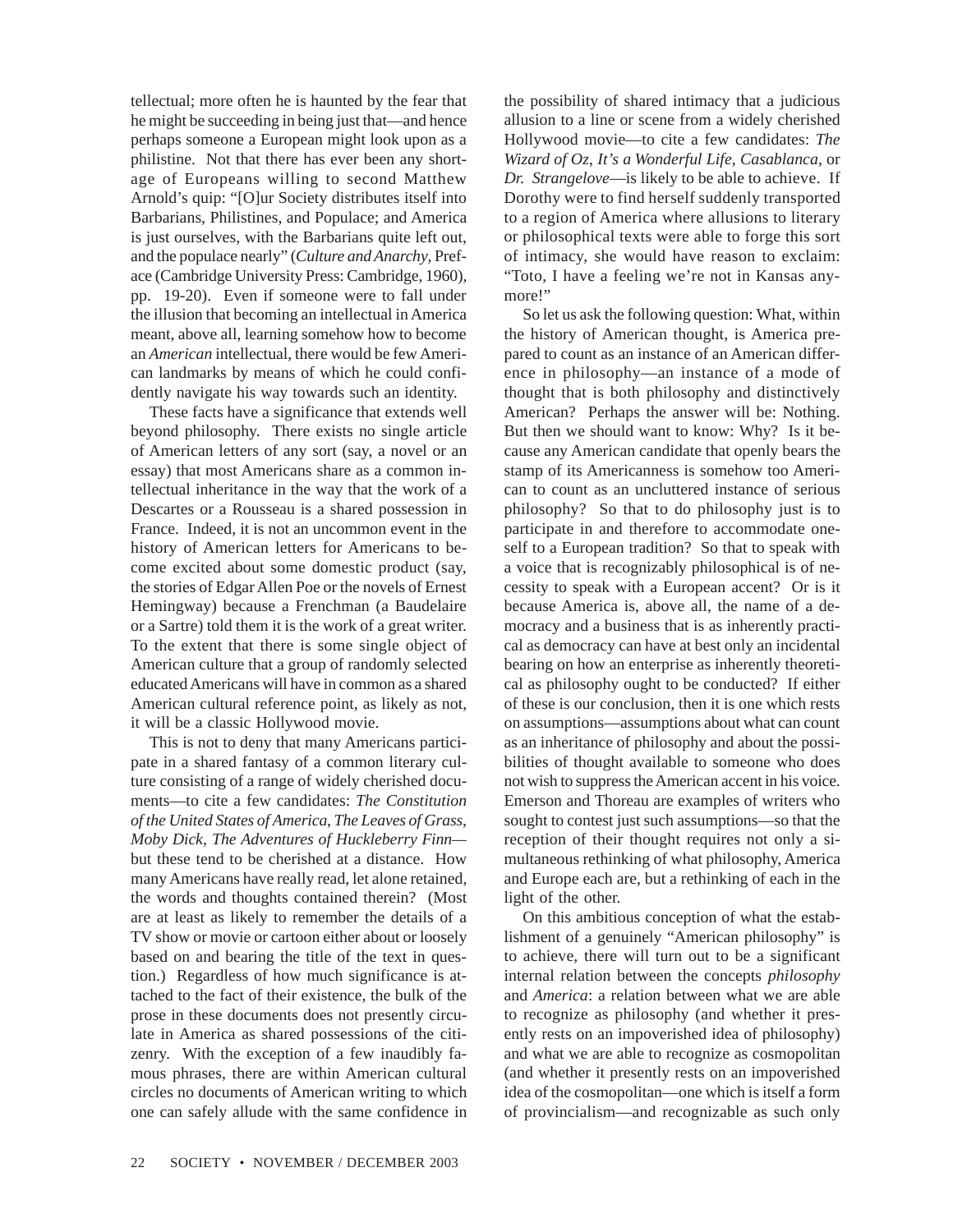tellectual; more often he is haunted by the fear that he might be succeeding in being just that—and hence perhaps someone a European might look upon as a philistine. Not that there has ever been any shortage of Europeans willing to second Matthew Arnold's quip: "[O]ur Society distributes itself into Barbarians, Philistines, and Populace; and America is just ourselves, with the Barbarians quite left out, and the populace nearly" (*Culture and Anarchy*, Preface (Cambridge University Press: Cambridge, 1960), pp. 19-20). Even if someone were to fall under the illusion that becoming an intellectual in America meant, above all, learning somehow how to become an *American* intellectual, there would be few American landmarks by means of which he could confidently navigate his way towards such an identity.

These facts have a significance that extends well beyond philosophy. There exists no single article of American letters of any sort (say, a novel or an essay) that most Americans share as a common intellectual inheritance in the way that the work of a Descartes or a Rousseau is a shared possession in France. Indeed, it is not an uncommon event in the history of American letters for Americans to become excited about some domestic product (say, the stories of Edgar Allen Poe or the novels of Ernest Hemingway) because a Frenchman (a Baudelaire or a Sartre) told them it is the work of a great writer. To the extent that there is some single object of American culture that a group of randomly selected educated Americans will have in common as a shared American cultural reference point, as likely as not, it will be a classic Hollywood movie.

This is not to deny that many Americans participate in a shared fantasy of a common literary culture consisting of a range of widely cherished documents—to cite a few candidates: *The Constitution of the United States of America*, *The Leaves of Grass*, *Moby Dick*, *The Adventures of Huckleberry Finn*—but these tend to be cherished at a distance. How many Americans have really read, let alone retained, the words and thoughts contained therein? (Most are at least as likely to remember the details of a TV show or movie or cartoon either about or loosely based on and bearing the title of the text in question.) Regardless of how much significance is attached to the fact of their existence, the bulk of the prose in these documents does not presently circulate in America as shared possessions of the citizenry. With the exception of a few inaudibly famous phrases, there are within American cultural circles no documents of American writing to which one can safely allude with the same confidence in the possibility of shared intimacy that a judicious allusion to a line or scene from a widely cherished Hollywood movie—to cite a few candidates: *The Wizard of Oz*, *It's a Wonderful Life*, *Casablanca*, or *Dr. Strangelove*—is likely to be able to achieve. If Dorothy were to find herself suddenly transported to a region of America where allusions to literary or philosophical texts were able to forge this sort of intimacy, she would have reason to exclaim: "Toto, I have a feeling we're not in Kansas anymore!"

So let us ask the following question: What, within the history of American thought, is America prepared to count as an instance of an American difference in philosophy—an instance of a mode of thought that is both philosophy and distinctively American? Perhaps the answer will be: Nothing. But then we should want to know: Why? Is it because any American candidate that openly bears the stamp of its Americanness is somehow too American to count as an uncluttered instance of serious philosophy? So that to do philosophy just is to participate in and therefore to accommodate oneself to a European tradition? So that to speak with a voice that is recognizably philosophical is of necessity to speak with a European accent? Or is it because America is, above all, the name of a democracy and a business that is as inherently practical as democracy can have at best only an incidental bearing on how an enterprise as inherently theoretical as philosophy ought to be conducted? If either of these is our conclusion, then it is one which rests on assumptions—assumptions about what can count as an inheritance of philosophy and about the possibilities of thought available to someone who does not wish to suppress the American accent in his voice. Emerson and Thoreau are examples of writers who sought to contest just such assumptions—so that the reception of their thought requires not only a simultaneous rethinking of what philosophy, America and Europe each are, but a rethinking of each in the light of the other.

On this ambitious conception of what the establishment of a genuinely "American philosophy" is to achieve, there will turn out to be a significant internal relation between the concepts *philosophy* and *America*: a relation between what we are able to recognize as philosophy (and whether it presently rests on an impoverished idea of philosophy) and what we are able to recognize as cosmopolitan (and whether it presently rests on an impoverished idea of the cosmopolitan—one which is itself a form of provincialism—and recognizable as such only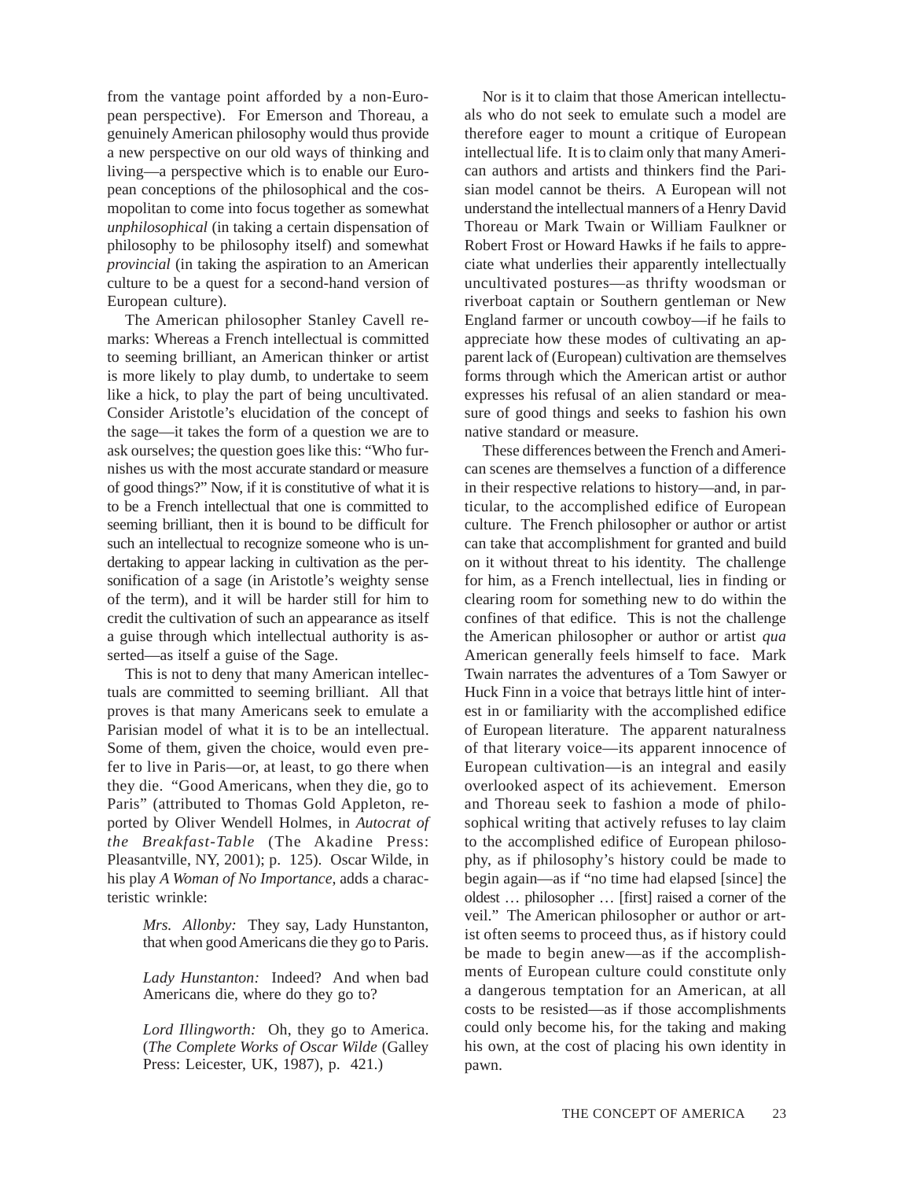from the vantage point afforded by a non-European perspective). For Emerson and Thoreau, a genuinely American philosophy would thus provide a new perspective on our old ways of thinking and living—a perspective which is to enable our European conceptions of the philosophical and the cosmopolitan to come into focus together as somewhat *unphilosophical* (in taking a certain dispensation of philosophy to be philosophy itself) and somewhat *provincial* (in taking the aspiration to an American culture to be a quest for a second-hand version of European culture).

The American philosopher Stanley Cavell remarks: Whereas a French intellectual is committed to seeming brilliant, an American thinker or artist is more likely to play dumb, to undertake to seem like a hick, to play the part of being uncultivated. Consider Aristotle's elucidation of the concept of the sage—it takes the form of a question we are to ask ourselves; the question goes like this: "Who furnishes us with the most accurate standard or measure of good things?" Now, if it is constitutive of what it is to be a French intellectual that one is committed to seeming brilliant, then it is bound to be difficult for such an intellectual to recognize someone who is undertaking to appear lacking in cultivation as the personification of a sage (in Aristotle's weighty sense of the term), and it will be harder still for him to credit the cultivation of such an appearance as itself a guise through which intellectual authority is asserted—as itself a guise of the Sage.

This is not to deny that many American intellectuals are committed to seeming brilliant. All that proves is that many Americans seek to emulate a Parisian model of what it is to be an intellectual. Some of them, given the choice, would even prefer to live in Paris—or, at least, to go there when they die. "Good Americans, when they die, go to Paris" (attributed to Thomas Gold Appleton, reported by Oliver Wendell Holmes, in *Autocrat of the Breakfast-Table* (The Akadine Press: Pleasantville, NY, 2001); p. 125). Oscar Wilde, in his play *A Woman of No Importance*, adds a characteristic wrinkle:

> *Mrs. Allonby:* They say, Lady Hunstanton, that when good Americans die they go to Paris.
>
> *Lady Hunstanton:* Indeed? And when bad Americans die, where do they go to?
>
> *Lord Illingworth:* Oh, they go to America. (*The Complete Works of Oscar Wilde* (Galley Press: Leicester, UK, 1987), p. 421.)

Nor is it to claim that those American intellectuals who do not seek to emulate such a model are therefore eager to mount a critique of European intellectual life. It is to claim only that many American authors and artists and thinkers find the Parisian model cannot be theirs. A European will not understand the intellectual manners of a Henry David Thoreau or Mark Twain or William Faulkner or Robert Frost or Howard Hawks if he fails to appreciate what underlies their apparently intellectually uncultivated postures—as thrifty woodsman or riverboat captain or Southern gentleman or New England farmer or uncouth cowboy—if he fails to appreciate how these modes of cultivating an apparent lack of (European) cultivation are themselves forms through which the American artist or author expresses his refusal of an alien standard or measure of good things and seeks to fashion his own native standard or measure.

These differences between the French and American scenes are themselves a function of a difference in their respective relations to history—and, in particular, to the accomplished edifice of European culture. The French philosopher or author or artist can take that accomplishment for granted and build on it without threat to his identity. The challenge for him, as a French intellectual, lies in finding or clearing room for something new to do within the confines of that edifice. This is not the challenge the American philosopher or author or artist *qua* American generally feels himself to face. Mark Twain narrates the adventures of a Tom Sawyer or Huck Finn in a voice that betrays little hint of interest in or familiarity with the accomplished edifice of European literature. The apparent naturalness of that literary voice—its apparent innocence of European cultivation—is an integral and easily overlooked aspect of its achievement. Emerson and Thoreau seek to fashion a mode of philosophical writing that actively refuses to lay claim to the accomplished edifice of European philosophy, as if philosophy's history could be made to begin again—as if "no time had elapsed [since] the oldest … philosopher … [first] raised a corner of the veil." The American philosopher or author or artist often seems to proceed thus, as if history could be made to begin anew—as if the accomplishments of European culture could constitute only a dangerous temptation for an American, at all costs to be resisted—as if those accomplishments could only become his, for the taking and making his own, at the cost of placing his own identity in pawn.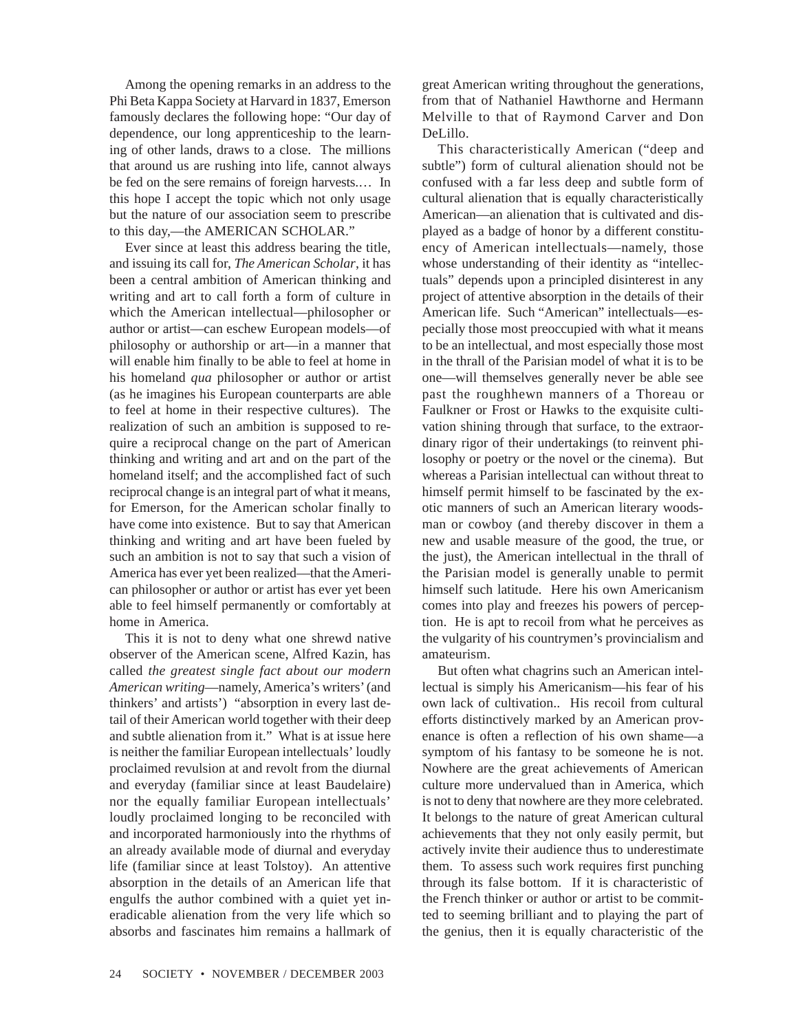Among the opening remarks in an address to the Phi Beta Kappa Society at Harvard in 1837, Emerson famously declares the following hope: "Our day of dependence, our long apprenticeship to the learning of other lands, draws to a close. The millions that around us are rushing into life, cannot always be fed on the sere remains of foreign harvests.… In this hope I accept the topic which not only usage but the nature of our association seem to prescribe to this day,—the AMERICAN SCHOLAR."

Ever since at least this address bearing the title, and issuing its call for, *The American Scholar*, it has been a central ambition of American thinking and writing and art to call forth a form of culture in which the American intellectual—philosopher or author or artist—can eschew European models—of philosophy or authorship or art—in a manner that will enable him finally to be able to feel at home in his homeland *qua* philosopher or author or artist (as he imagines his European counterparts are able to feel at home in their respective cultures). The realization of such an ambition is supposed to require a reciprocal change on the part of American thinking and writing and art and on the part of the homeland itself; and the accomplished fact of such reciprocal change is an integral part of what it means, for Emerson, for the American scholar finally to have come into existence. But to say that American thinking and writing and art have been fueled by such an ambition is not to say that such a vision of America has ever yet been realized—that the American philosopher or author or artist has ever yet been able to feel himself permanently or comfortably at home in America.

This it is not to deny what one shrewd native observer of the American scene, Alfred Kazin, has called *the greatest single fact about our modern American writing*—namely, America's writers' (and thinkers' and artists') "absorption in every last detail of their American world together with their deep and subtle alienation from it." What is at issue here is neither the familiar European intellectuals' loudly proclaimed revulsion at and revolt from the diurnal and everyday (familiar since at least Baudelaire) nor the equally familiar European intellectuals' loudly proclaimed longing to be reconciled with and incorporated harmoniously into the rhythms of an already available mode of diurnal and everyday life (familiar since at least Tolstoy). An attentive absorption in the details of an American life that engulfs the author combined with a quiet yet ineradicable alienation from the very life which so absorbs and fascinates him remains a hallmark of great American writing throughout the generations, from that of Nathaniel Hawthorne and Hermann Melville to that of Raymond Carver and Don DeLillo.

This characteristically American ("deep and subtle") form of cultural alienation should not be confused with a far less deep and subtle form of cultural alienation that is equally characteristically American—an alienation that is cultivated and displayed as a badge of honor by a different constituency of American intellectuals—namely, those whose understanding of their identity as "intellectuals" depends upon a principled disinterest in any project of attentive absorption in the details of their American life. Such "American" intellectuals—especially those most preoccupied with what it means to be an intellectual, and most especially those most in the thrall of the Parisian model of what it is to be one—will themselves generally never be able see past the roughhewn manners of a Thoreau or Faulkner or Frost or Hawks to the exquisite cultivation shining through that surface, to the extraordinary rigor of their undertakings (to reinvent philosophy or poetry or the novel or the cinema). But whereas a Parisian intellectual can without threat to himself permit himself to be fascinated by the exotic manners of such an American literary woodsman or cowboy (and thereby discover in them a new and usable measure of the good, the true, or the just), the American intellectual in the thrall of the Parisian model is generally unable to permit himself such latitude. Here his own Americanism comes into play and freezes his powers of perception. He is apt to recoil from what he perceives as the vulgarity of his countrymen's provincialism and amateurism.

But often what chagrins such an American intellectual is simply his Americanism—his fear of his own lack of cultivation.. His recoil from cultural efforts distinctively marked by an American provenance is often a reflection of his own shame—a symptom of his fantasy to be someone he is not. Nowhere are the great achievements of American culture more undervalued than in America, which is not to deny that nowhere are they more celebrated. It belongs to the nature of great American cultural achievements that they not only easily permit, but actively invite their audience thus to underestimate them. To assess such work requires first punching through its false bottom. If it is characteristic of the French thinker or author or artist to be committed to seeming brilliant and to playing the part of the genius, then it is equally characteristic of the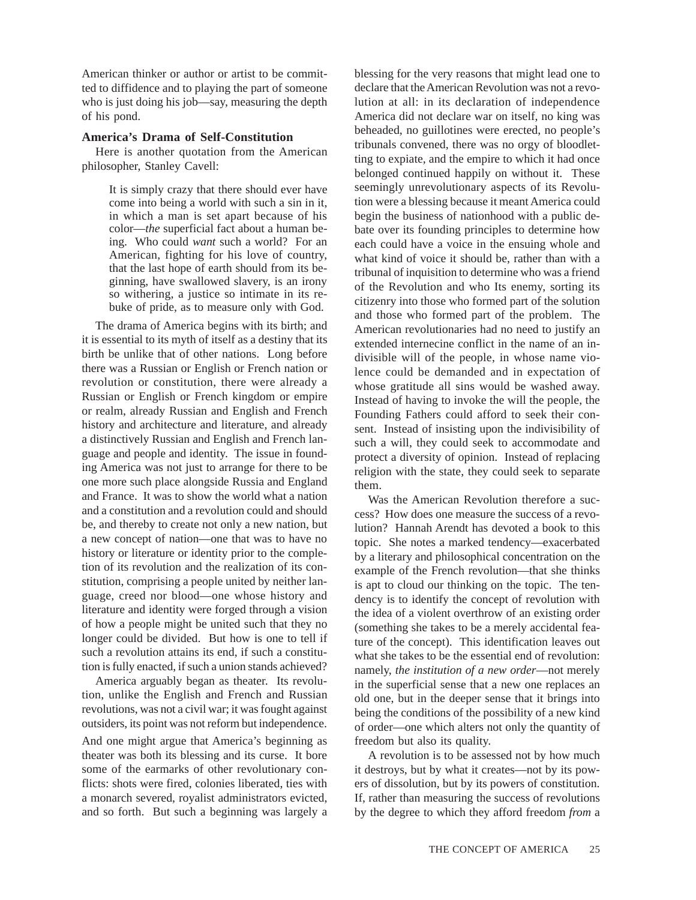American thinker or author or artist to be committed to diffidence and to playing the part of someone who is just doing his job—say, measuring the depth of his pond.

### America's Drama of Self-Constitution

Here is another quotation from the American philosopher, Stanley Cavell:

> It is simply crazy that there should ever have come into being a world with such a sin in it, in which a man is set apart because of his color—*the* superficial fact about a human being. Who could *want* such a world? For an American, fighting for his love of country, that the last hope of earth should from its beginning, have swallowed slavery, is an irony so withering, a justice so intimate in its rebuke of pride, as to measure only with God.

The drama of America begins with its birth; and it is essential to its myth of itself as a destiny that its birth be unlike that of other nations. Long before there was a Russian or English or French nation or revolution or constitution, there were already a Russian or English or French kingdom or empire or realm, already Russian and English and French history and architecture and literature, and already a distinctively Russian and English and French language and people and identity. The issue in founding America was not just to arrange for there to be one more such place alongside Russia and England and France. It was to show the world what a nation and a constitution and a revolution could and should be, and thereby to create not only a new nation, but a new concept of nation—one that was to have no history or literature or identity prior to the completion of its revolution and the realization of its constitution, comprising a people united by neither language, creed nor blood—one whose history and literature and identity were forged through a vision of how a people might be united such that they no longer could be divided. But how is one to tell if such a revolution attains its end, if such a constitution is fully enacted, if such a union stands achieved?

America arguably began as theater. Its revolution, unlike the English and French and Russian revolutions, was not a civil war; it was fought against outsiders, its point was not reform but independence. And one might argue that America's beginning as theater was both its blessing and its curse. It bore some of the earmarks of other revolutionary conflicts: shots were fired, colonies liberated, ties with a monarch severed, royalist administrators evicted, and so forth. But such a beginning was largely a blessing for the very reasons that might lead one to declare that the American Revolution was not a revolution at all: in its declaration of independence America did not declare war on itself, no king was beheaded, no guillotines were erected, no people's tribunals convened, there was no orgy of bloodletting to expiate, and the empire to which it had once belonged continued happily on without it. These seemingly unrevolutionary aspects of its Revolution were a blessing because it meant America could begin the business of nationhood with a public debate over its founding principles to determine how each could have a voice in the ensuing whole and what kind of voice it should be, rather than with a tribunal of inquisition to determine who was a friend of the Revolution and who Its enemy, sorting its citizenry into those who formed part of the solution and those who formed part of the problem. The American revolutionaries had no need to justify an extended internecine conflict in the name of an indivisible will of the people, in whose name violence could be demanded and in expectation of whose gratitude all sins would be washed away. Instead of having to invoke the will the people, the Founding Fathers could afford to seek their consent. Instead of insisting upon the indivisibility of such a will, they could seek to accommodate and protect a diversity of opinion. Instead of replacing religion with the state, they could seek to separate them.

Was the American Revolution therefore a success? How does one measure the success of a revolution? Hannah Arendt has devoted a book to this topic. She notes a marked tendency—exacerbated by a literary and philosophical concentration on the example of the French revolution—that she thinks is apt to cloud our thinking on the topic. The tendency is to identify the concept of revolution with the idea of a violent overthrow of an existing order (something she takes to be a merely accidental feature of the concept). This identification leaves out what she takes to be the essential end of revolution: namely, *the institution of a new order*—not merely in the superficial sense that a new one replaces an old one, but in the deeper sense that it brings into being the conditions of the possibility of a new kind of order—one which alters not only the quantity of freedom but also its quality.

A revolution is to be assessed not by how much it destroys, but by what it creates—not by its powers of dissolution, but by its powers of constitution. If, rather than measuring the success of revolutions by the degree to which they afford freedom *from* a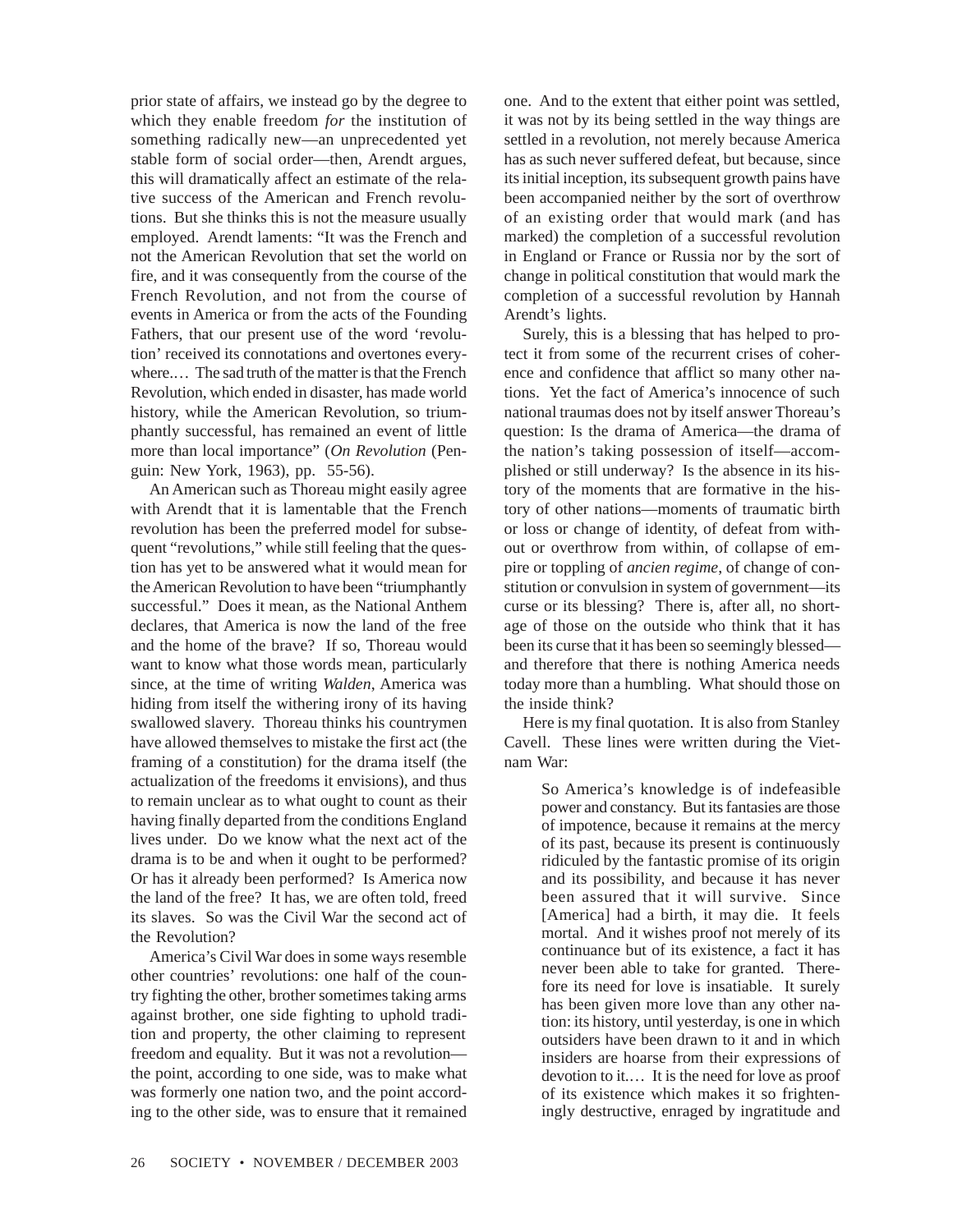prior state of affairs, we instead go by the degree to which they enable freedom *for* the institution of something radically new—an unprecedented yet stable form of social order—then, Arendt argues, this will dramatically affect an estimate of the relative success of the American and French revolutions. But she thinks this is not the measure usually employed. Arendt laments: "It was the French and not the American Revolution that set the world on fire, and it was consequently from the course of the French Revolution, and not from the course of events in America or from the acts of the Founding Fathers, that our present use of the word 'revolution' received its connotations and overtones everywhere.… The sad truth of the matter is that the French Revolution, which ended in disaster, has made world history, while the American Revolution, so triumphantly successful, has remained an event of little more than local importance" (*On Revolution* (Penguin: New York, 1963), pp. 55-56).

An American such as Thoreau might easily agree with Arendt that it is lamentable that the French revolution has been the preferred model for subsequent "revolutions," while still feeling that the question has yet to be answered what it would mean for the American Revolution to have been "triumphantly successful." Does it mean, as the National Anthem declares, that America is now the land of the free and the home of the brave? If so, Thoreau would want to know what those words mean, particularly since, at the time of writing *Walden*, America was hiding from itself the withering irony of its having swallowed slavery. Thoreau thinks his countrymen have allowed themselves to mistake the first act (the framing of a constitution) for the drama itself (the actualization of the freedoms it envisions), and thus to remain unclear as to what ought to count as their having finally departed from the conditions England lives under. Do we know what the next act of the drama is to be and when it ought to be performed? Or has it already been performed? Is America now the land of the free? It has, we are often told, freed its slaves. So was the Civil War the second act of the Revolution?

America's Civil War does in some ways resemble other countries' revolutions: one half of the country fighting the other, brother sometimes taking arms against brother, one side fighting to uphold tradition and property, the other claiming to represent freedom and equality. But it was not a revolution—the point, according to one side, was to make what was formerly one nation two, and the point according to the other side, was to ensure that it remained one. And to the extent that either point was settled, it was not by its being settled in the way things are settled in a revolution, not merely because America has as such never suffered defeat, but because, since its initial inception, its subsequent growth pains have been accompanied neither by the sort of overthrow of an existing order that would mark (and has marked) the completion of a successful revolution in England or France or Russia nor by the sort of change in political constitution that would mark the completion of a successful revolution by Hannah Arendt's lights.

Surely, this is a blessing that has helped to protect it from some of the recurrent crises of coherence and confidence that afflict so many other nations. Yet the fact of America's innocence of such national traumas does not by itself answer Thoreau's question: Is the drama of America—the drama of the nation's taking possession of itself—accomplished or still underway? Is the absence in its history of the moments that are formative in the history of other nations—moments of traumatic birth or loss or change of identity, of defeat from without or overthrow from within, of collapse of empire or toppling of *ancien regime*, of change of constitution or convulsion in system of government—its curse or its blessing? There is, after all, no shortage of those on the outside who think that it has been its curse that it has been so seemingly blessed—and therefore that there is nothing America needs today more than a humbling. What should those on the inside think?

Here is my final quotation. It is also from Stanley Cavell. These lines were written during the Vietnam War:

> So America's knowledge is of indefeasible power and constancy. But its fantasies are those of impotence, because it remains at the mercy of its past, because its present is continuously ridiculed by the fantastic promise of its origin and its possibility, and because it has never been assured that it will survive. Since [America] had a birth, it may die. It feels mortal. And it wishes proof not merely of its continuance but of its existence, a fact it has never been able to take for granted. Therefore its need for love is insatiable. It surely has been given more love than any other nation: its history, until yesterday, is one in which outsiders have been drawn to it and in which insiders are hoarse from their expressions of devotion to it.… It is the need for love as proof of its existence which makes it so frighteningly destructive, enraged by ingratitude and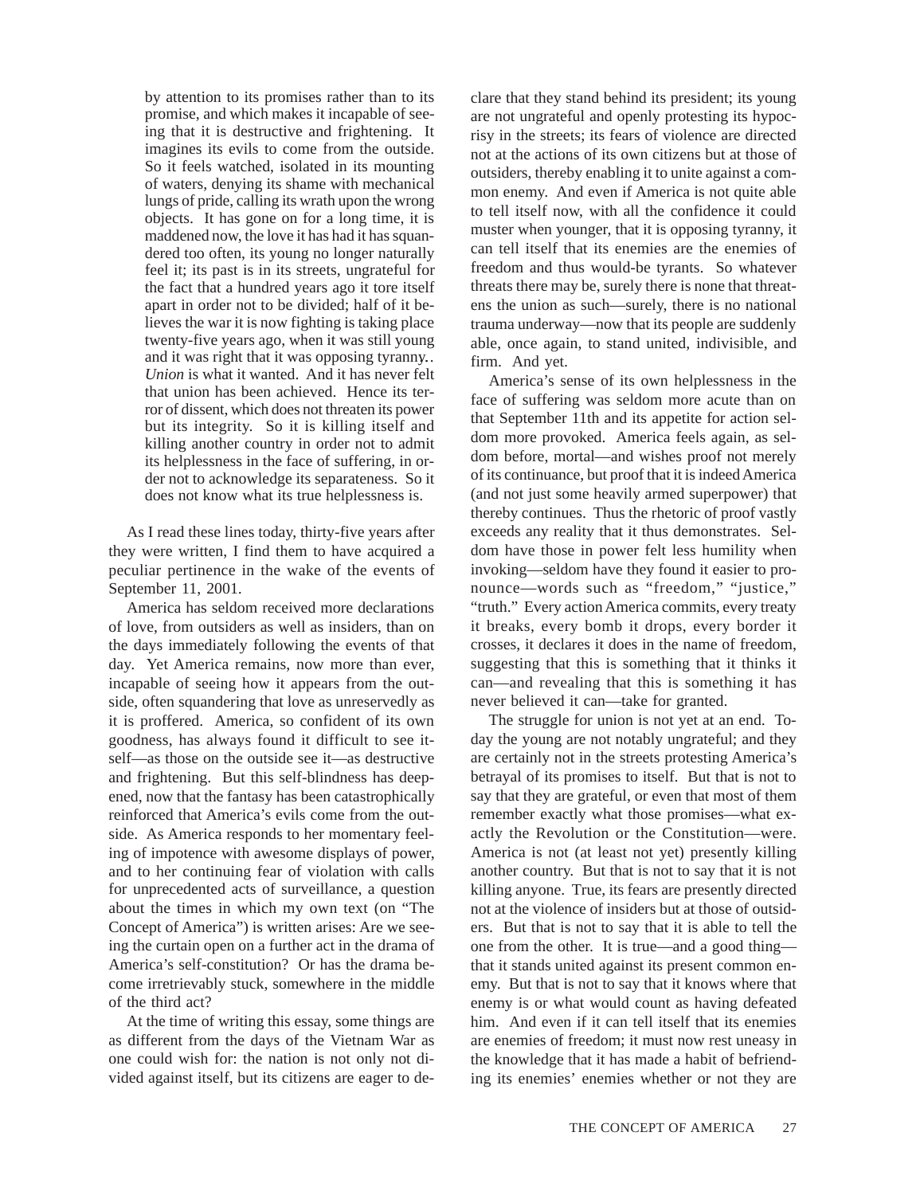> by attention to its promises rather than to its promise, and which makes it incapable of seeing that it is destructive and frightening. It imagines its evils to come from the outside. So it feels watched, isolated in its mounting of waters, denying its shame with mechanical lungs of pride, calling its wrath upon the wrong objects. It has gone on for a long time, it is maddened now, the love it has had it has squandered too often, its young no longer naturally feel it; its past is in its streets, ungrateful for the fact that a hundred years ago it tore itself apart in order not to be divided; half of it believes the war it is now fighting is taking place twenty-five years ago, when it was still young and it was right that it was opposing tyranny.. *Union* is what it wanted. And it has never felt that union has been achieved. Hence its terror of dissent, which does not threaten its power but its integrity. So it is killing itself and killing another country in order not to admit its helplessness in the face of suffering, in order not to acknowledge its separateness. So it does not know what its true helplessness is.

As I read these lines today, thirty-five years after they were written, I find them to have acquired a peculiar pertinence in the wake of the events of September 11, 2001.

America has seldom received more declarations of love, from outsiders as well as insiders, than on the days immediately following the events of that day. Yet America remains, now more than ever, incapable of seeing how it appears from the outside, often squandering that love as unreservedly as it is proffered. America, so confident of its own goodness, has always found it difficult to see itself—as those on the outside see it—as destructive and frightening. But this self-blindness has deepened, now that the fantasy has been catastrophically reinforced that America's evils come from the outside. As America responds to her momentary feeling of impotence with awesome displays of power, and to her continuing fear of violation with calls for unprecedented acts of surveillance, a question about the times in which my own text (on "The Concept of America") is written arises: Are we seeing the curtain open on a further act in the drama of America's self-constitution? Or has the drama become irretrievably stuck, somewhere in the middle of the third act?

At the time of writing this essay, some things are as different from the days of the Vietnam War as one could wish for: the nation is not only not divided against itself, but its citizens are eager to declare that they stand behind its president; its young are not ungrateful and openly protesting its hypocrisy in the streets; its fears of violence are directed not at the actions of its own citizens but at those of outsiders, thereby enabling it to unite against a common enemy. And even if America is not quite able to tell itself now, with all the confidence it could muster when younger, that it is opposing tyranny, it can tell itself that its enemies are the enemies of freedom and thus would-be tyrants. So whatever threats there may be, surely there is none that threatens the union as such—surely, there is no national trauma underway—now that its people are suddenly able, once again, to stand united, indivisible, and firm. And yet.

America's sense of its own helplessness in the face of suffering was seldom more acute than on that September 11th and its appetite for action seldom more provoked. America feels again, as seldom before, mortal—and wishes proof not merely of its continuance, but proof that it is indeed America (and not just some heavily armed superpower) that thereby continues. Thus the rhetoric of proof vastly exceeds any reality that it thus demonstrates. Seldom have those in power felt less humility when invoking—seldom have they found it easier to pronounce—words such as "freedom," "justice," "truth." Every action America commits, every treaty it breaks, every bomb it drops, every border it crosses, it declares it does in the name of freedom, suggesting that this is something that it thinks it can—and revealing that this is something it has never believed it can—take for granted.

The struggle for union is not yet at an end. Today the young are not notably ungrateful; and they are certainly not in the streets protesting America's betrayal of its promises to itself. But that is not to say that they are grateful, or even that most of them remember exactly what those promises—what exactly the Revolution or the Constitution—were. America is not (at least not yet) presently killing another country. But that is not to say that it is not killing anyone. True, its fears are presently directed not at the violence of insiders but at those of outsiders. But that is not to say that it is able to tell the one from the other. It is true—and a good thing—that it stands united against its present common enemy. But that is not to say that it knows where that enemy is or what would count as having defeated him. And even if it can tell itself that its enemies are enemies of freedom; it must now rest uneasy in the knowledge that it has made a habit of befriending its enemies' enemies whether or not they are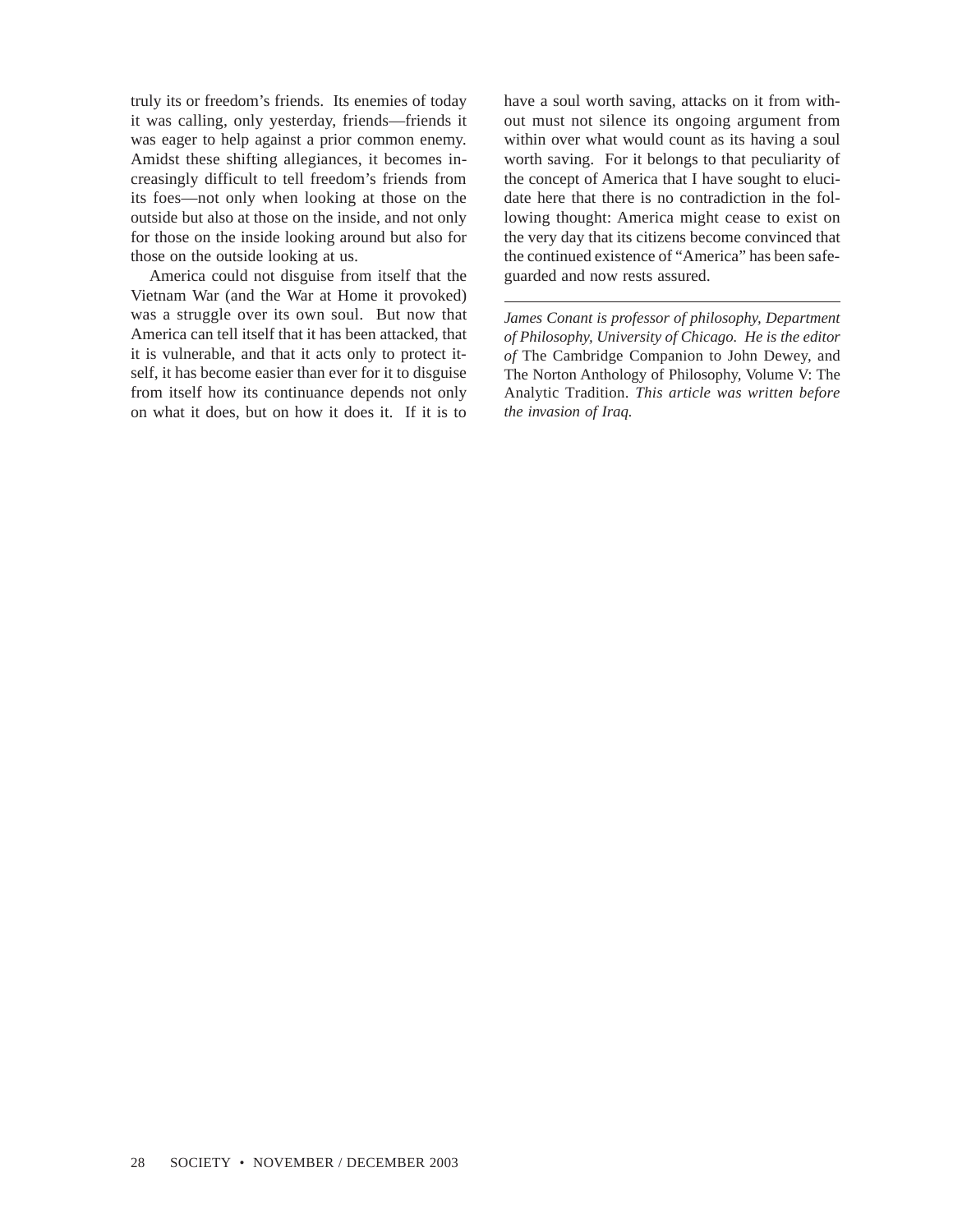truly its or freedom's friends. Its enemies of today it was calling, only yesterday, friends—friends it was eager to help against a prior common enemy. Amidst these shifting allegiances, it becomes increasingly difficult to tell freedom's friends from its foes—not only when looking at those on the outside but also at those on the inside, and not only for those on the inside looking around but also for those on the outside looking at us.

America could not disguise from itself that the Vietnam War (and the War at Home it provoked) was a struggle over its own soul. But now that America can tell itself that it has been attacked, that it is vulnerable, and that it acts only to protect itself, it has become easier than ever for it to disguise from itself how its continuance depends not only on what it does, but on how it does it. If it is to have a soul worth saving, attacks on it from without must not silence its ongoing argument from within over what would count as its having a soul worth saving. For it belongs to that peculiarity of the concept of America that I have sought to elucidate here that there is no contradiction in the following thought: America might cease to exist on the very day that its citizens become convinced that the continued existence of "America" has been safeguarded and now rests assured.

---

*James Conant is professor of philosophy, Department of Philosophy, University of Chicago. He is the editor of* The Cambridge Companion to John Dewey, and The Norton Anthology of Philosophy, Volume V: The Analytic Tradition. *This article was written before the invasion of Iraq.*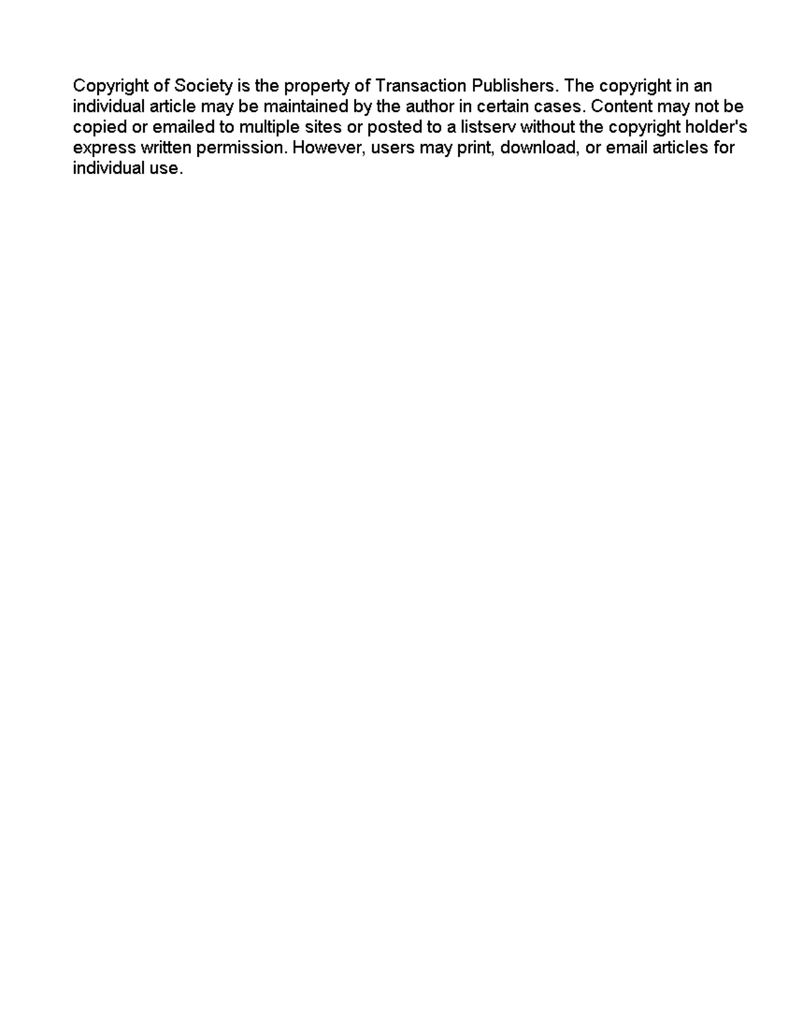Copyright of Society is the property of Transaction Publishers. The copyright in an individual article may be maintained by the author in certain cases. Content may not be copied or emailed to multiple sites or posted to a listserv without the copyright holder's express written permission. However, users may print, download, or email articles for individual use.